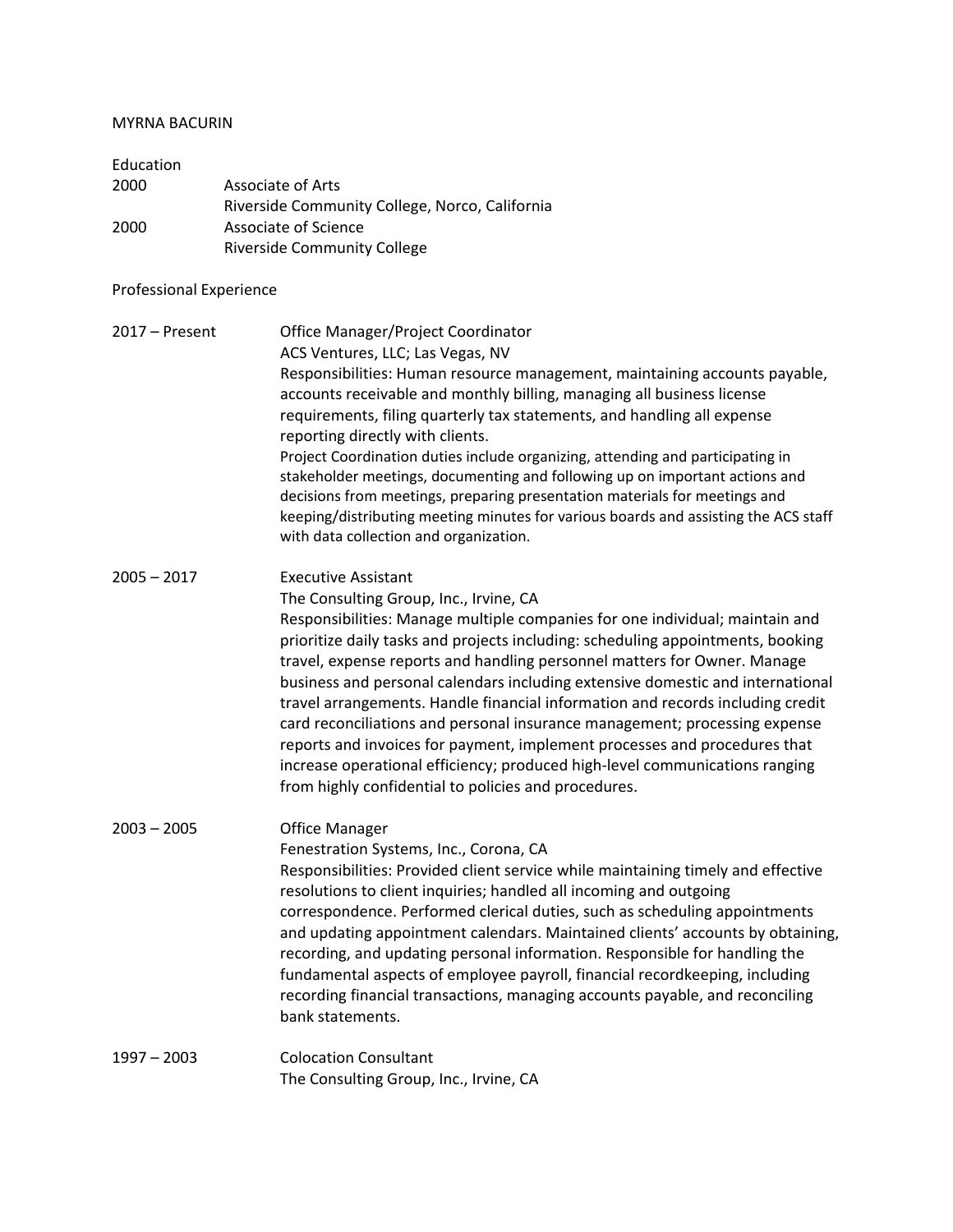# MYRNA BACURIN

## Education

2000 — Associate of Arts
Riverside Community College, Norco, California

2000 — Associate of Science
Riverside Community College

## Professional Experience

**2017 – Present** — Office Manager/Project Coordinator
ACS Ventures, LLC; Las Vegas, NV
Responsibilities: Human resource management, maintaining accounts payable, accounts receivable and monthly billing, managing all business license requirements, filing quarterly tax statements, and handling all expense reporting directly with clients.
Project Coordination duties include organizing, attending and participating in stakeholder meetings, documenting and following up on important actions and decisions from meetings, preparing presentation materials for meetings and keeping/distributing meeting minutes for various boards and assisting the ACS staff with data collection and organization.

**2005 – 2017** — Executive Assistant
The Consulting Group, Inc., Irvine, CA
Responsibilities: Manage multiple companies for one individual; maintain and prioritize daily tasks and projects including: scheduling appointments, booking travel, expense reports and handling personnel matters for Owner. Manage business and personal calendars including extensive domestic and international travel arrangements. Handle financial information and records including credit card reconciliations and personal insurance management; processing expense reports and invoices for payment, implement processes and procedures that increase operational efficiency; produced high-level communications ranging from highly confidential to policies and procedures.

**2003 – 2005** — Office Manager
Fenestration Systems, Inc., Corona, CA
Responsibilities: Provided client service while maintaining timely and effective resolutions to client inquiries; handled all incoming and outgoing correspondence. Performed clerical duties, such as scheduling appointments and updating appointment calendars. Maintained clients' accounts by obtaining, recording, and updating personal information. Responsible for handling the fundamental aspects of employee payroll, financial recordkeeping, including recording financial transactions, managing accounts payable, and reconciling bank statements.

**1997 – 2003** — Colocation Consultant
The Consulting Group, Inc., Irvine, CA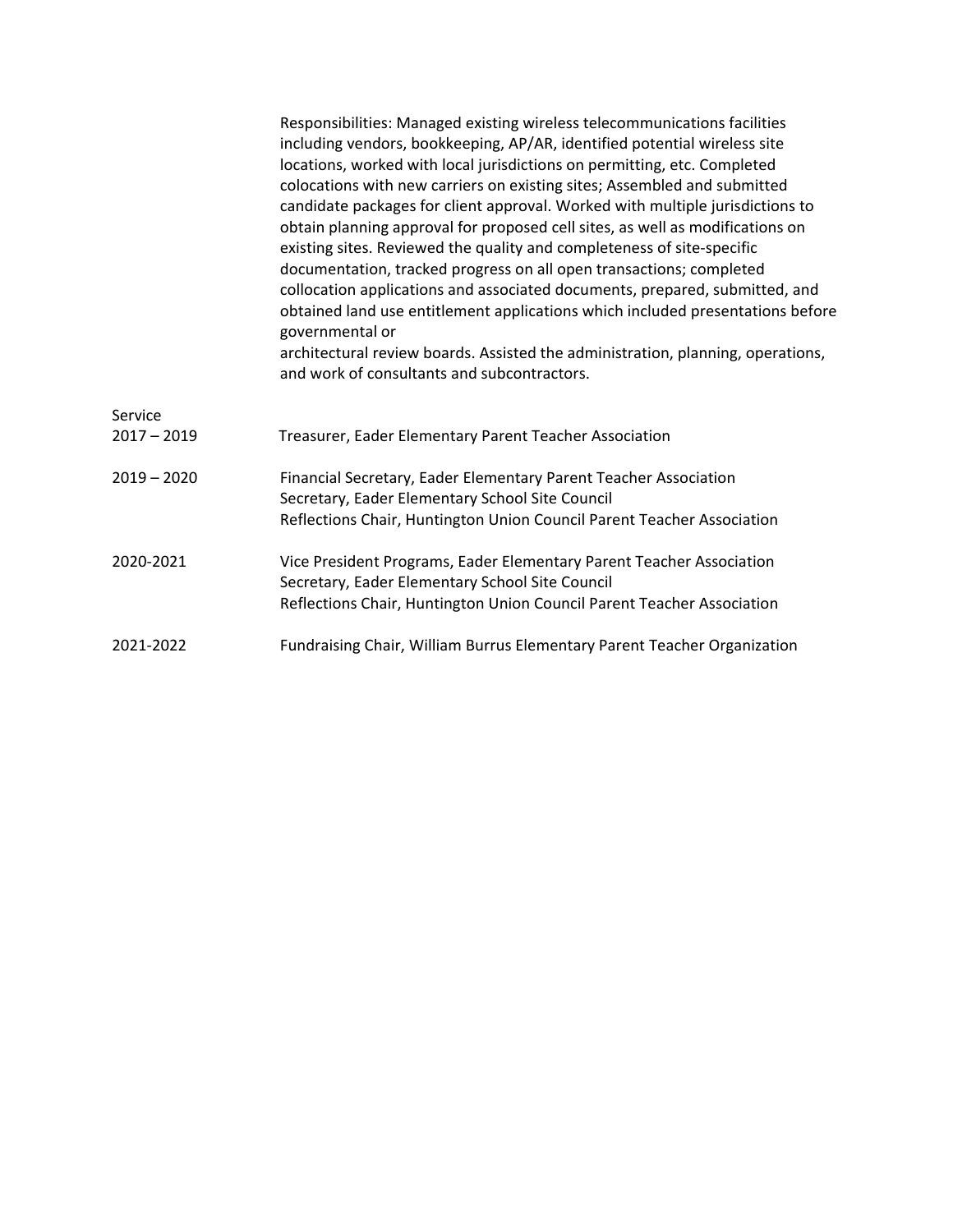Responsibilities: Managed existing wireless telecommunications facilities including vendors, bookkeeping, AP/AR, identified potential wireless site locations, worked with local jurisdictions on permitting, etc. Completed colocations with new carriers on existing sites; Assembled and submitted candidate packages for client approval. Worked with multiple jurisdictions to obtain planning approval for proposed cell sites, as well as modifications on existing sites. Reviewed the quality and completeness of site-specific documentation, tracked progress on all open transactions; completed collocation applications and associated documents, prepared, submitted, and obtained land use entitlement applications which included presentations before governmental or
architectural review boards. Assisted the administration, planning, operations, and work of consultants and subcontractors.

Service

| | |
|---|---|
| 2017 – 2019 | Treasurer, Eader Elementary Parent Teacher Association |
| 2019 – 2020 | Financial Secretary, Eader Elementary Parent Teacher Association<br>Secretary, Eader Elementary School Site Council<br>Reflections Chair, Huntington Union Council Parent Teacher Association |
| 2020-2021 | Vice President Programs, Eader Elementary Parent Teacher Association<br>Secretary, Eader Elementary School Site Council<br>Reflections Chair, Huntington Union Council Parent Teacher Association |
| 2021-2022 | Fundraising Chair, William Burrus Elementary Parent Teacher Organization |